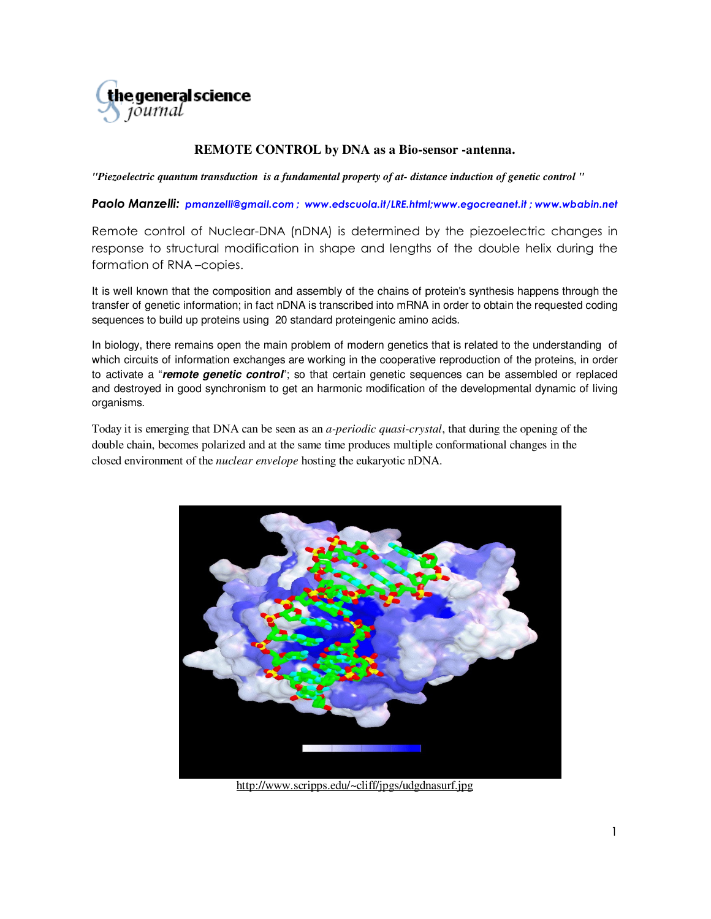# REMOTE CONTROL by DNA as a Bio-sensor -antenna.

***"Piezoelectric quantum transduction is a fundamental property of at- distance induction of genetic control "***

***Paolo Manzelli:*** *pmanzelli@gmail.com ; www.edscuola.it/LRE.html;www.egocreanet.it ; www.wbabin.net*

Remote control of Nuclear-DNA (nDNA) is determined by the piezoelectric changes in response to structural modification in shape and lengths of the double helix during the formation of RNA –copies.

It is well known that the composition and assembly of the chains of protein's synthesis happens through the transfer of genetic information; in fact nDNA is transcribed into mRNA in order to obtain the requested coding sequences to build up proteins using 20 standard proteingenic amino acids.

In biology, there remains open the main problem of modern genetics that is related to the understanding of which circuits of information exchanges are working in the cooperative reproduction of the proteins, in order to activate a "***remote genetic control***"; so that certain genetic sequences can be assembled or replaced and destroyed in good synchronism to get an harmonic modification of the developmental dynamic of living organisms.

Today it is emerging that DNA can be seen as an *a-periodic quasi-crystal*, that during the opening of the double chain, becomes polarized and at the same time produces multiple conformational changes in the closed environment of the *nuclear envelope* hosting the eukaryotic nDNA.

http://www.scripps.edu/~cliff/jpgs/udgdnasurf.jpg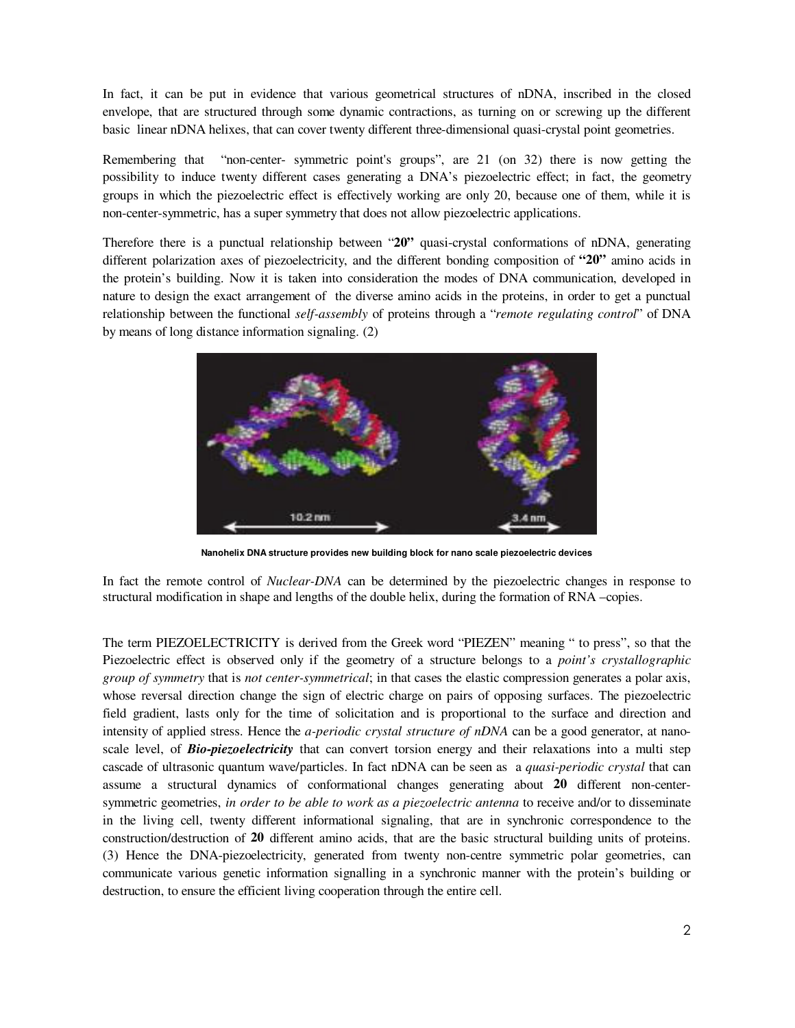In fact, it can be put in evidence that various geometrical structures of nDNA, inscribed in the closed envelope, that are structured through some dynamic contractions, as turning on or screwing up the different basic linear nDNA helixes, that can cover twenty different three-dimensional quasi-crystal point geometries.

Remembering that "non-center- symmetric point's groups", are 21 (on 32) there is now getting the possibility to induce twenty different cases generating a DNA's piezoelectric effect; in fact, the geometry groups in which the piezoelectric effect is effectively working are only 20, because one of them, while it is non-center-symmetric, has a super symmetry that does not allow piezoelectric applications.

Therefore there is a punctual relationship between "**20"** quasi-crystal conformations of nDNA, generating different polarization axes of piezoelectricity, and the different bonding composition of **"20"** amino acids in the protein's building. Now it is taken into consideration the modes of DNA communication, developed in nature to design the exact arrangement of the diverse amino acids in the proteins, in order to get a punctual relationship between the functional *self-assembly* of proteins through a "*remote regulating control*" of DNA by means of long distance information signaling. (2)

**Nanohelix DNA structure provides new building block for nano scale piezoelectric devices**

In fact the remote control of *Nuclear-DNA* can be determined by the piezoelectric changes in response to structural modification in shape and lengths of the double helix, during the formation of RNA –copies.

The term PIEZOELECTRICITY is derived from the Greek word "PIEZEN" meaning " to press", so that the Piezoelectric effect is observed only if the geometry of a structure belongs to a *point's crystallographic group of symmetry* that is *not center-symmetrical*; in that cases the elastic compression generates a polar axis, whose reversal direction change the sign of electric charge on pairs of opposing surfaces. The piezoelectric field gradient, lasts only for the time of solicitation and is proportional to the surface and direction and intensity of applied stress. Hence the *a-periodic crystal structure of nDNA* can be a good generator, at nano-scale level, of ***Bio-piezoelectricity*** that can convert torsion energy and their relaxations into a multi step cascade of ultrasonic quantum wave/particles. In fact nDNA can be seen as a *quasi-periodic crystal* that can assume a structural dynamics of conformational changes generating about **20** different non-center-symmetric geometries, *in order to be able to work as a piezoelectric antenna* to receive and/or to disseminate in the living cell, twenty different informational signaling, that are in synchronic correspondence to the construction/destruction of **20** different amino acids, that are the basic structural building units of proteins. (3) Hence the DNA-piezoelectricity, generated from twenty non-centre symmetric polar geometries, can communicate various genetic information signalling in a synchronic manner with the protein's building or destruction, to ensure the efficient living cooperation through the entire cell.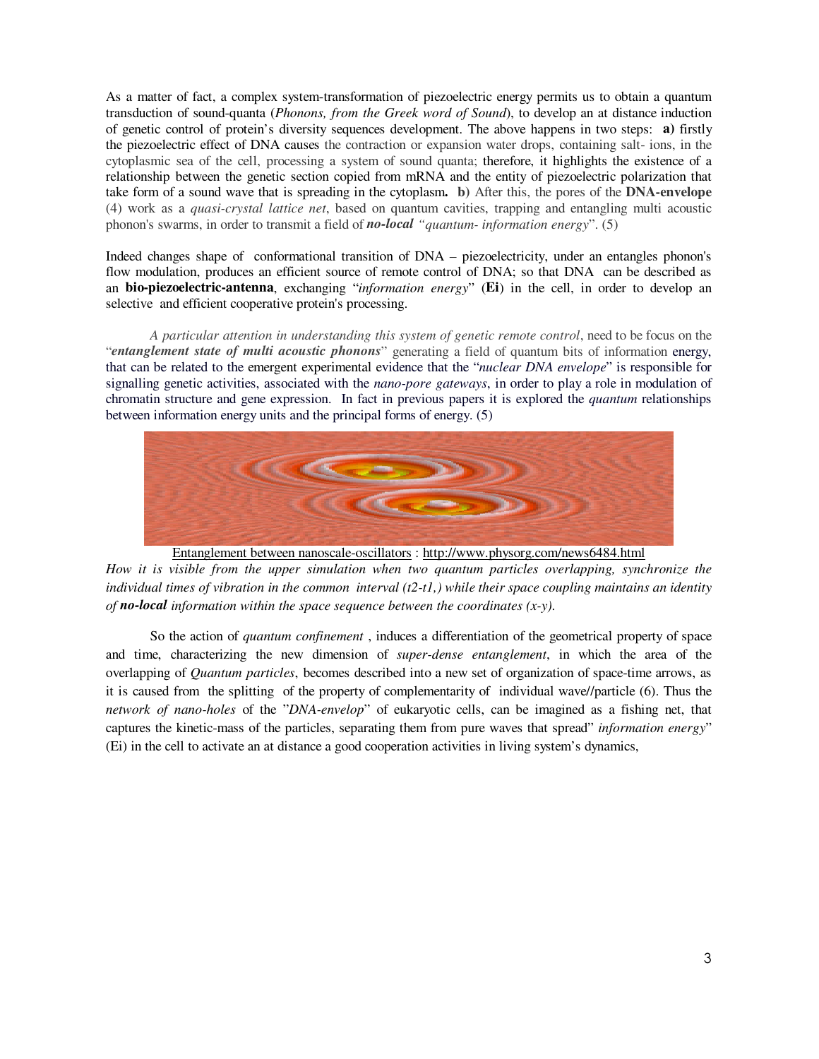As a matter of fact, a complex system-transformation of piezoelectric energy permits us to obtain a quantum transduction of sound-quanta (*Phonons, from the Greek word of Sound*), to develop an at distance induction of genetic control of protein's diversity sequences development. The above happens in two steps: **a)** firstly the piezoelectric effect of DNA causes the contraction or expansion water drops, containing salt- ions, in the cytoplasmic sea of the cell, processing a system of sound quanta; therefore, it highlights the existence of a relationship between the genetic section copied from mRNA and the entity of piezoelectric polarization that take form of a sound wave that is spreading in the cytoplasm**.** **b)** After this, the pores of the **DNA-envelope** (4) work as a *quasi-crystal lattice net*, based on quantum cavities, trapping and entangling multi acoustic phonon's swarms, in order to transmit a field of ***no-local*** *"quantum- information energy*". (5)

Indeed changes shape of conformational transition of DNA – piezoelectricity, under an entangles phonon's flow modulation, produces an efficient source of remote control of DNA; so that DNA can be described as an **bio-piezoelectric-antenna**, exchanging "*information energy*" (**Ei**) in the cell, in order to develop an selective and efficient cooperative protein's processing.

*A particular attention in understanding this system of genetic remote control*, need to be focus on the "***entanglement state of multi acoustic phonons***" generating a field of quantum bits of information energy, that can be related to the emergent experimental evidence that the "*nuclear DNA envelope*" is responsible for signalling genetic activities, associated with the *nano-pore gateways*, in order to play a role in modulation of chromatin structure and gene expression. In fact in previous papers it is explored the *quantum* relationships between information energy units and the principal forms of energy. (5)

Entanglement between nanoscale-oscillators : http://www.physorg.com/news6484.html

*How it is visible from the upper simulation when two quantum particles overlapping, synchronize the individual times of vibration in the common interval (t2-t1,) while their space coupling maintains an identity of* ***no-local*** *information within the space sequence between the coordinates (x-y).*

So the action of *quantum confinement* , induces a differentiation of the geometrical property of space and time, characterizing the new dimension of *super-dense entanglement*, in which the area of the overlapping of *Quantum particles*, becomes described into a new set of organization of space-time arrows, as it is caused from the splitting of the property of complementarity of individual wave//particle (6). Thus the *network of nano-holes* of the "*DNA-envelop*" of eukaryotic cells, can be imagined as a fishing net, that captures the kinetic-mass of the particles, separating them from pure waves that spread" *information energy*" (Ei) in the cell to activate an at distance a good cooperation activities in living system's dynamics,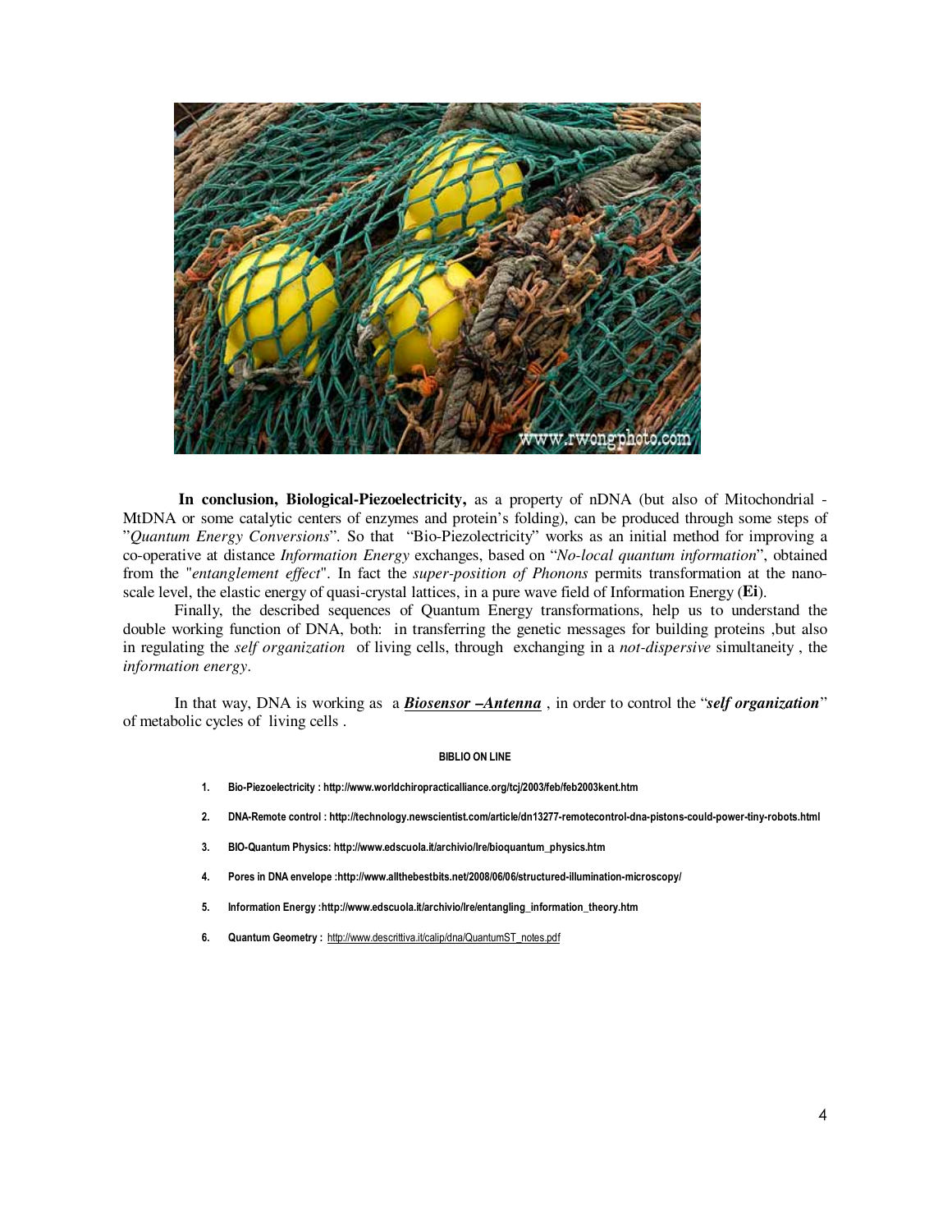**In conclusion, Biological-Piezoelectricity,** as a property of nDNA (but also of Mitochondrial - MtDNA or some catalytic centers of enzymes and protein's folding), can be produced through some steps of "*Quantum Energy Conversions*". So that "Bio-Piezolectricity" works as an initial method for improving a co-operative at distance *Information Energy* exchanges, based on "*No-local quantum information*", obtained from the "*entanglement effect*". In fact the *super-position of Phonons* permits transformation at the nano-scale level, the elastic energy of quasi-crystal lattices, in a pure wave field of Information Energy (**Ei**).

Finally, the described sequences of Quantum Energy transformations, help us to understand the double working function of DNA, both: in transferring the genetic messages for building proteins ,but also in regulating the *self organization* of living cells, through exchanging in a *not-dispersive* simultaneity , the *information energy*.

In that way, DNA is working as a ***Biosensor –Antenna*** , in order to control the "***self organization***" of metabolic cycles of living cells .

**BIBLIO ON LINE**

1. **Bio-Piezoelectricity : http://www.worldchiropracticalliance.org/tcj/2003/feb/feb2003kent.htm**
2. **DNA-Remote control : http://technology.newscientist.com/article/dn13277-remotecontrol-dna-pistons-could-power-tiny-robots.html**
3. **BIO-Quantum Physics: http://www.edscuola.it/archivio/lre/bioquantum_physics.htm**
4. **Pores in DNA envelope :http://www.allthebestbits.net/2008/06/06/structured-illumination-microscopy/**
5. **Information Energy :http://www.edscuola.it/archivio/lre/entangling_information_theory.htm**
6. **Quantum Geometry :** http://www.descrittiva.it/calip/dna/QuantumST_notes.pdf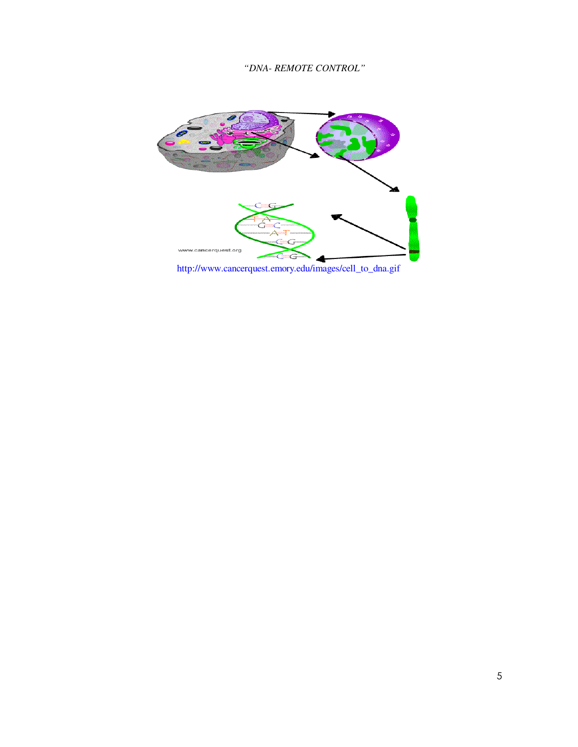*"DNA- REMOTE CONTROL"*

http://www.cancerquest.emory.edu/images/cell_to_dna.gif